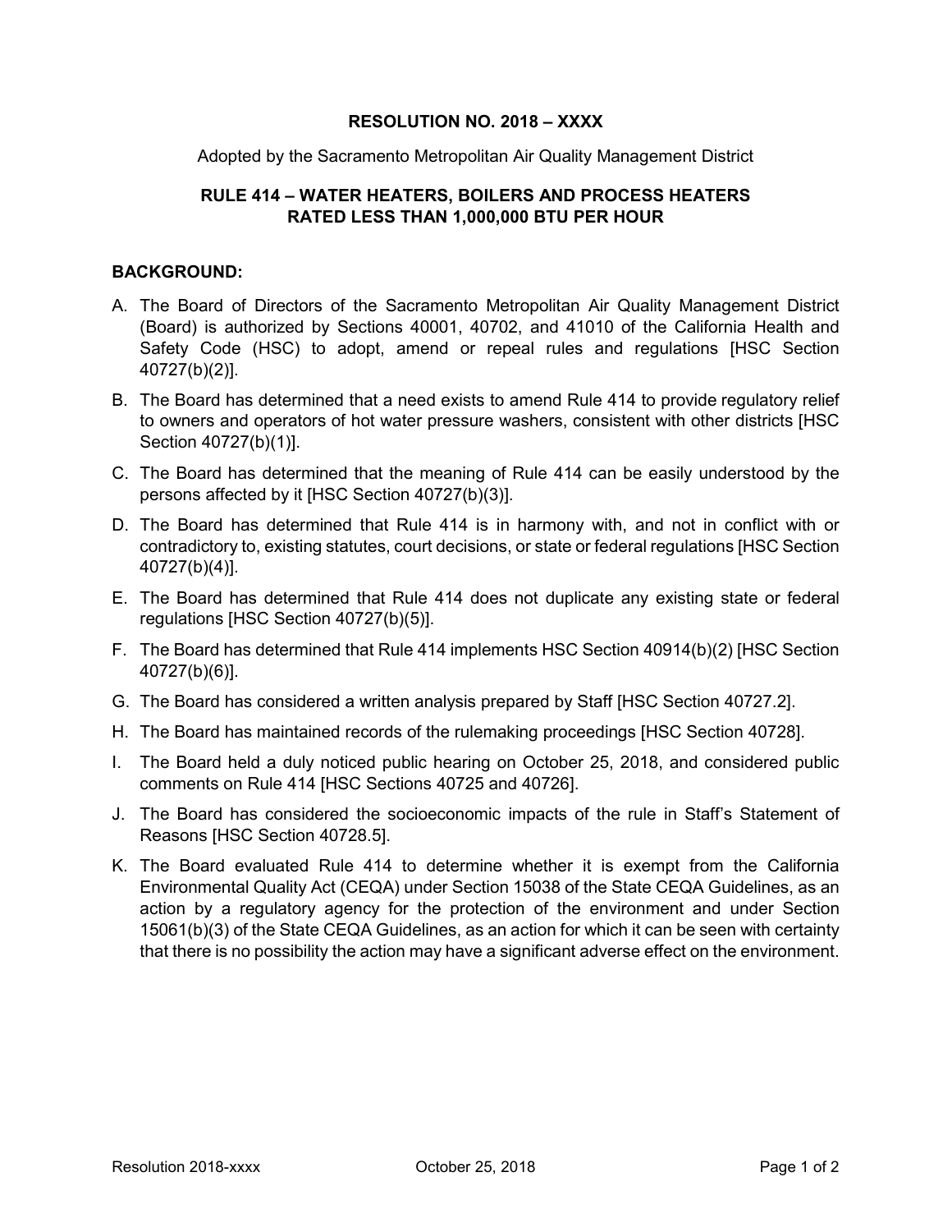**RESOLUTION NO. 2018 – XXXX**

Adopted by the Sacramento Metropolitan Air Quality Management District

**RULE 414 – WATER HEATERS, BOILERS AND PROCESS HEATERS RATED LESS THAN 1,000,000 BTU PER HOUR**

## BACKGROUND:

A. The Board of Directors of the Sacramento Metropolitan Air Quality Management District (Board) is authorized by Sections 40001, 40702, and 41010 of the California Health and Safety Code (HSC) to adopt, amend or repeal rules and regulations [HSC Section 40727(b)(2)].

B. The Board has determined that a need exists to amend Rule 414 to provide regulatory relief to owners and operators of hot water pressure washers, consistent with other districts [HSC Section 40727(b)(1)].

C. The Board has determined that the meaning of Rule 414 can be easily understood by the persons affected by it [HSC Section 40727(b)(3)].

D. The Board has determined that Rule 414 is in harmony with, and not in conflict with or contradictory to, existing statutes, court decisions, or state or federal regulations [HSC Section 40727(b)(4)].

E. The Board has determined that Rule 414 does not duplicate any existing state or federal regulations [HSC Section 40727(b)(5)].

F. The Board has determined that Rule 414 implements HSC Section 40914(b)(2) [HSC Section 40727(b)(6)].

G. The Board has considered a written analysis prepared by Staff [HSC Section 40727.2].

H. The Board has maintained records of the rulemaking proceedings [HSC Section 40728].

I. The Board held a duly noticed public hearing on October 25, 2018, and considered public comments on Rule 414 [HSC Sections 40725 and 40726].

J. The Board has considered the socioeconomic impacts of the rule in Staff's Statement of Reasons [HSC Section 40728.5].

K. The Board evaluated Rule 414 to determine whether it is exempt from the California Environmental Quality Act (CEQA) under Section 15038 of the State CEQA Guidelines, as an action by a regulatory agency for the protection of the environment and under Section 15061(b)(3) of the State CEQA Guidelines, as an action for which it can be seen with certainty that there is no possibility the action may have a significant adverse effect on the environment.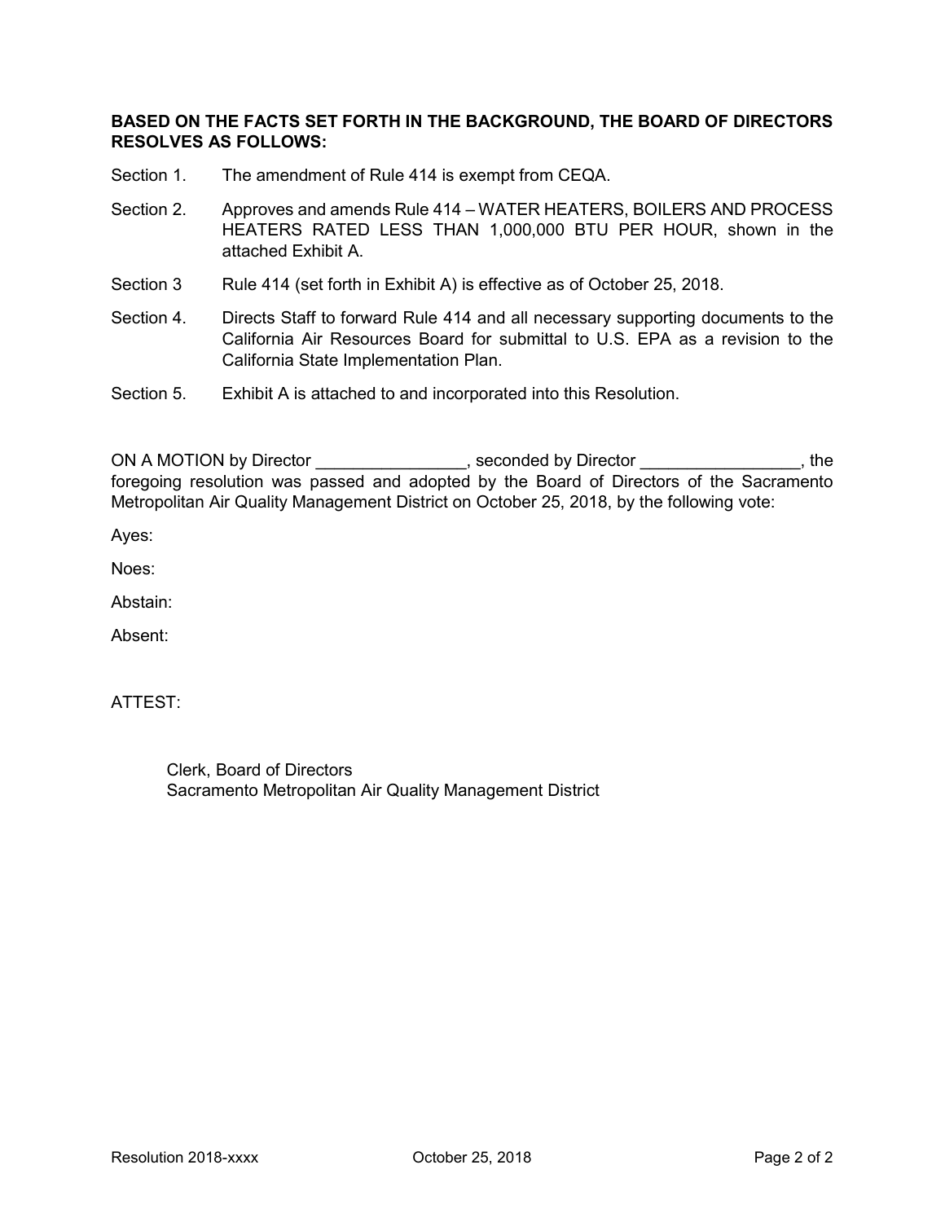**BASED ON THE FACTS SET FORTH IN THE BACKGROUND, THE BOARD OF DIRECTORS RESOLVES AS FOLLOWS:**

Section 1. The amendment of Rule 414 is exempt from CEQA.

Section 2. Approves and amends Rule 414 – WATER HEATERS, BOILERS AND PROCESS HEATERS RATED LESS THAN 1,000,000 BTU PER HOUR, shown in the attached Exhibit A.

Section 3 Rule 414 (set forth in Exhibit A) is effective as of October 25, 2018.

Section 4. Directs Staff to forward Rule 414 and all necessary supporting documents to the California Air Resources Board for submittal to U.S. EPA as a revision to the California State Implementation Plan.

Section 5. Exhibit A is attached to and incorporated into this Resolution.

ON A MOTION by Director ________________, seconded by Director _________________, the foregoing resolution was passed and adopted by the Board of Directors of the Sacramento Metropolitan Air Quality Management District on October 25, 2018, by the following vote:

Ayes:

Noes:

Abstain:

Absent:

ATTEST:

Clerk, Board of Directors
Sacramento Metropolitan Air Quality Management District

Resolution 2018-xxxx October 25, 2018